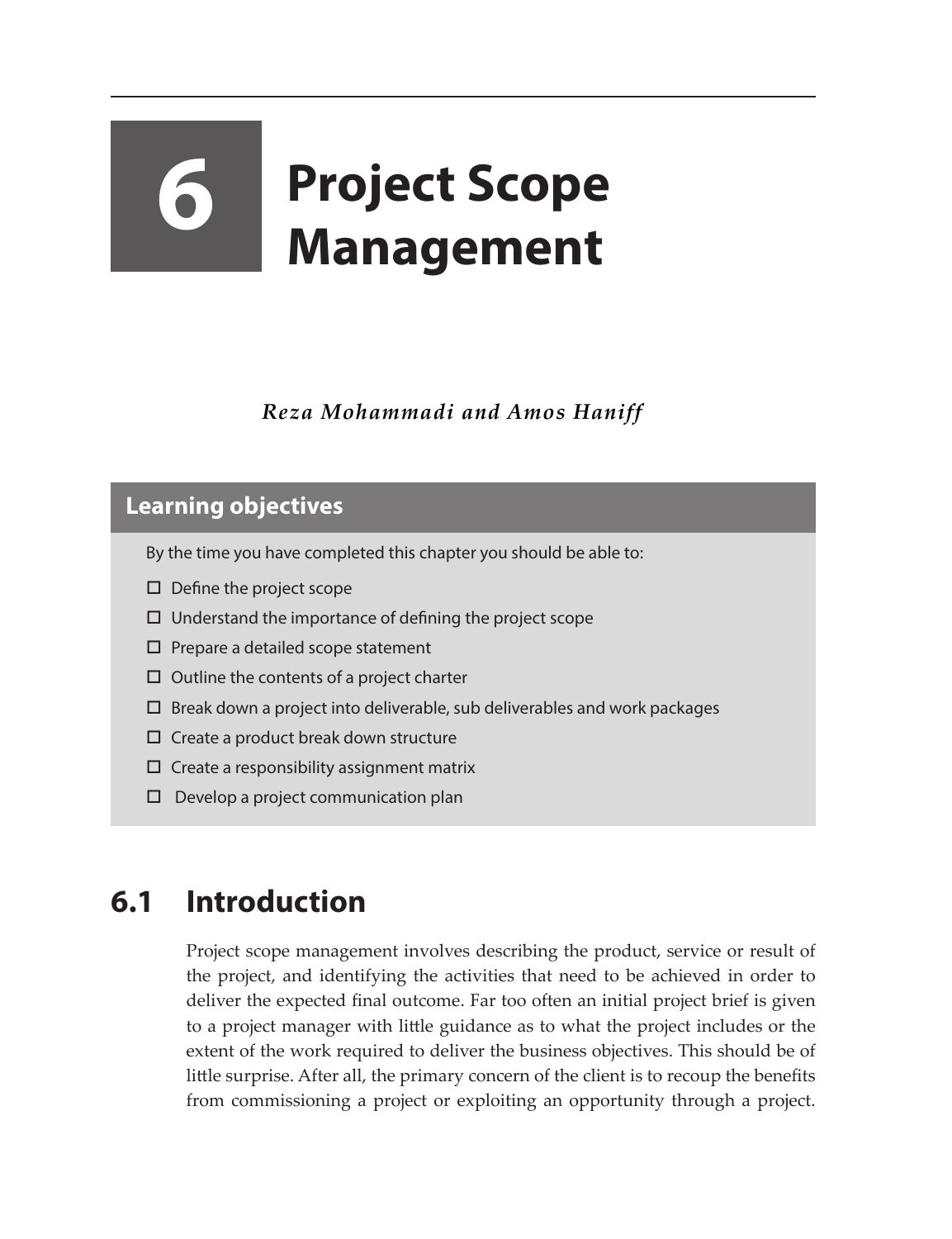# 6 Project Scope Management

*Reza Mohammadi and Amos Haniff*

## Learning objectives

By the time you have completed this chapter you should be able to:

- ☐ Define the project scope
- ☐ Understand the importance of defining the project scope
- ☐ Prepare a detailed scope statement
- ☐ Outline the contents of a project charter
- ☐ Break down a project into deliverable, sub deliverables and work packages
- ☐ Create a product break down structure
- ☐ Create a responsibility assignment matrix
- ☐ Develop a project communication plan

## 6.1 Introduction

Project scope management involves describing the product, service or result of the project, and identifying the activities that need to be achieved in order to deliver the expected final outcome. Far too often an initial project brief is given to a project manager with little guidance as to what the project includes or the extent of the work required to deliver the business objectives. This should be of little surprise. After all, the primary concern of the client is to recoup the benefits from commissioning a project or exploiting an opportunity through a project.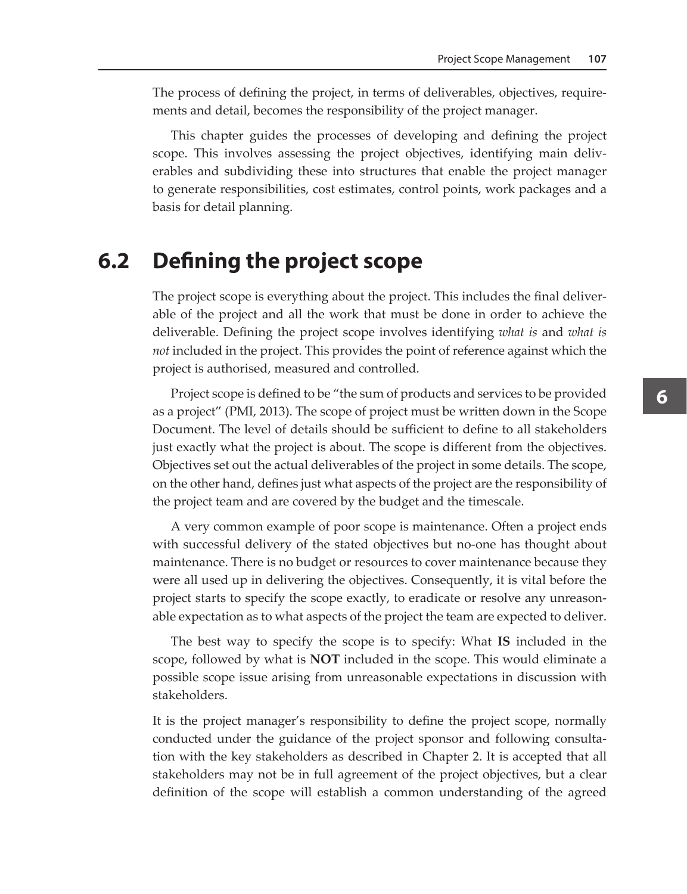The process of defining the project, in terms of deliverables, objectives, requirements and detail, becomes the responsibility of the project manager.

This chapter guides the processes of developing and defining the project scope. This involves assessing the project objectives, identifying main deliverables and subdividing these into structures that enable the project manager to generate responsibilities, cost estimates, control points, work packages and a basis for detail planning.

## 6.2 Defining the project scope

The project scope is everything about the project. This includes the final deliverable of the project and all the work that must be done in order to achieve the deliverable. Defining the project scope involves identifying *what is* and *what is not* included in the project. This provides the point of reference against which the project is authorised, measured and controlled.

Project scope is defined to be "the sum of products and services to be provided as a project" (PMI, 2013). The scope of project must be written down in the Scope Document. The level of details should be sufficient to define to all stakeholders just exactly what the project is about. The scope is different from the objectives. Objectives set out the actual deliverables of the project in some details. The scope, on the other hand, defines just what aspects of the project are the responsibility of the project team and are covered by the budget and the timescale.

A very common example of poor scope is maintenance. Often a project ends with successful delivery of the stated objectives but no-one has thought about maintenance. There is no budget or resources to cover maintenance because they were all used up in delivering the objectives. Consequently, it is vital before the project starts to specify the scope exactly, to eradicate or resolve any unreasonable expectation as to what aspects of the project the team are expected to deliver.

The best way to specify the scope is to specify: What **IS** included in the scope, followed by what is **NOT** included in the scope. This would eliminate a possible scope issue arising from unreasonable expectations in discussion with stakeholders.

It is the project manager's responsibility to define the project scope, normally conducted under the guidance of the project sponsor and following consultation with the key stakeholders as described in Chapter 2. It is accepted that all stakeholders may not be in full agreement of the project objectives, but a clear definition of the scope will establish a common understanding of the agreed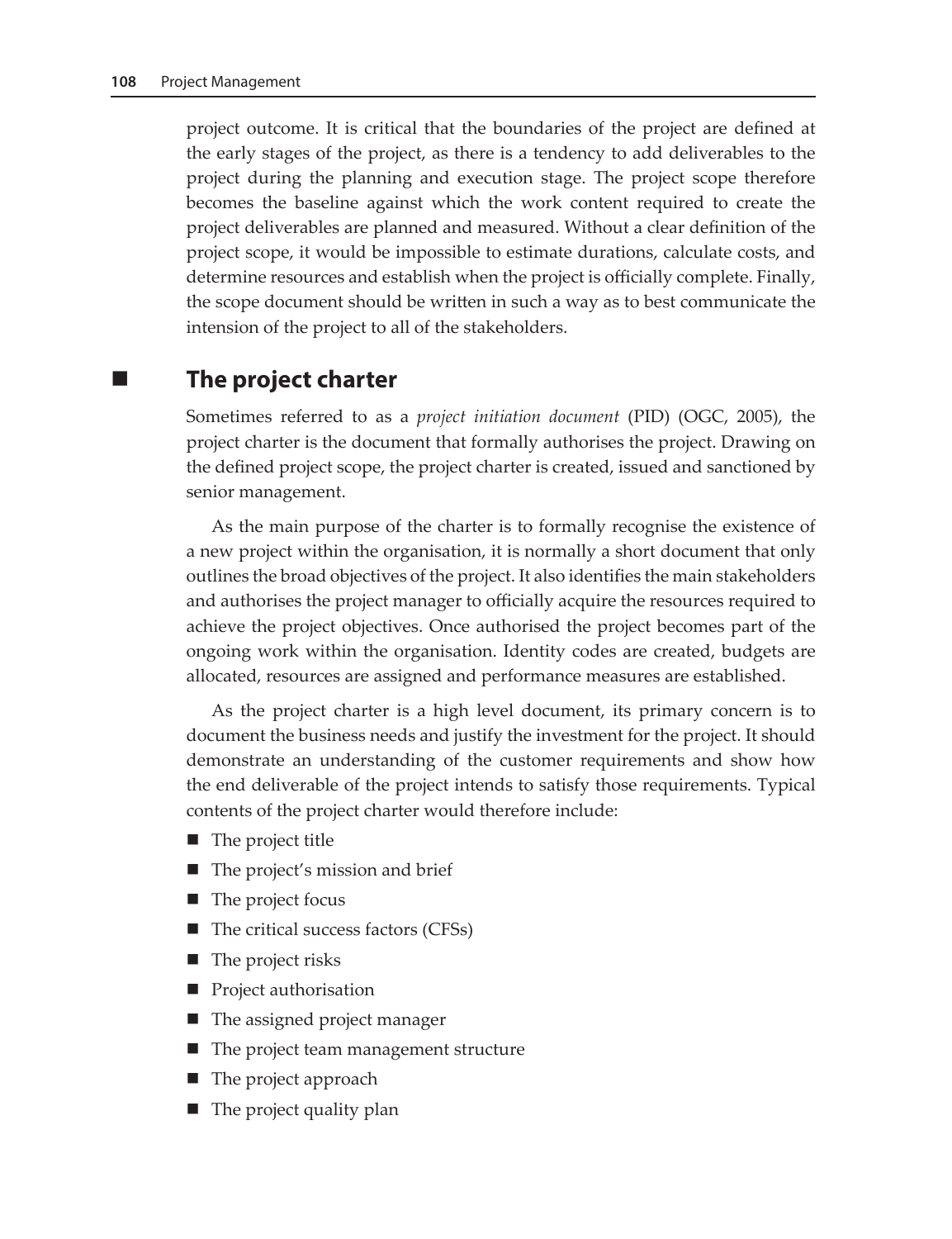project outcome. It is critical that the boundaries of the project are defined at the early stages of the project, as there is a tendency to add deliverables to the project during the planning and execution stage. The project scope therefore becomes the baseline against which the work content required to create the project deliverables are planned and measured. Without a clear definition of the project scope, it would be impossible to estimate durations, calculate costs, and determine resources and establish when the project is officially complete. Finally, the scope document should be written in such a way as to best communicate the intension of the project to all of the stakeholders.

## The project charter

Sometimes referred to as a *project initiation document* (PID) (OGC, 2005), the project charter is the document that formally authorises the project. Drawing on the defined project scope, the project charter is created, issued and sanctioned by senior management.

As the main purpose of the charter is to formally recognise the existence of a new project within the organisation, it is normally a short document that only outlines the broad objectives of the project. It also identifies the main stakeholders and authorises the project manager to officially acquire the resources required to achieve the project objectives. Once authorised the project becomes part of the ongoing work within the organisation. Identity codes are created, budgets are allocated, resources are assigned and performance measures are established.

As the project charter is a high level document, its primary concern is to document the business needs and justify the investment for the project. It should demonstrate an understanding of the customer requirements and show how the end deliverable of the project intends to satisfy those requirements. Typical contents of the project charter would therefore include:

- The project title
- The project's mission and brief
- The project focus
- The critical success factors (CFSs)
- The project risks
- Project authorisation
- The assigned project manager
- The project team management structure
- The project approach
- The project quality plan